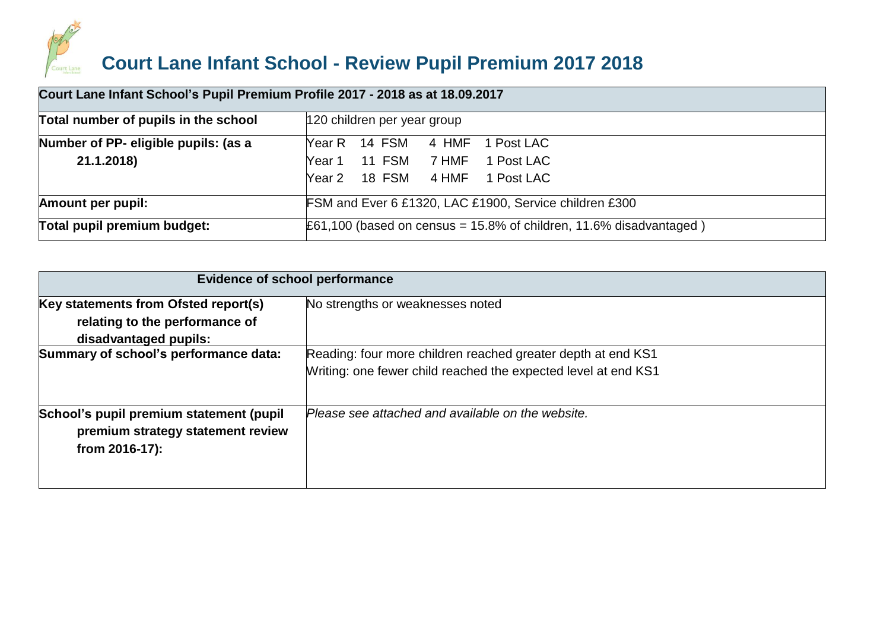# Court Lane Infant School - Review Pupil Premium 2017 2018

| Court Lane Infant School's Pupil Premium Profile 2017 - 2018 as at 18.09.2017 | |
|---|---|
| **Total number of pupils in the school** | 120 children per year group |
| **Number of PP- eligible pupils: (as a 21.1.2018)** | Year R 14 FSM 4 HMF 1 Post LAC<br>Year 1 11 FSM 7 HMF 1 Post LAC<br>Year 2 18 FSM 4 HMF 1 Post LAC |
| **Amount per pupil:** | FSM and Ever 6 £1320, LAC £1900, Service children £300 |
| **Total pupil premium budget:** | £61,100 (based on census = 15.8% of children, 11.6% disadvantaged ) |

| Evidence of school performance | |
|---|---|
| **Key statements from Ofsted report(s) relating to the performance of disadvantaged pupils:** | No strengths or weaknesses noted |
| **Summary of school's performance data:** | Reading: four more children reached greater depth at end KS1<br>Writing: one fewer child reached the expected level at end KS1 |
| **School's pupil premium statement (pupil premium strategy statement review from 2016-17):** | *Please see attached and available on the website.* |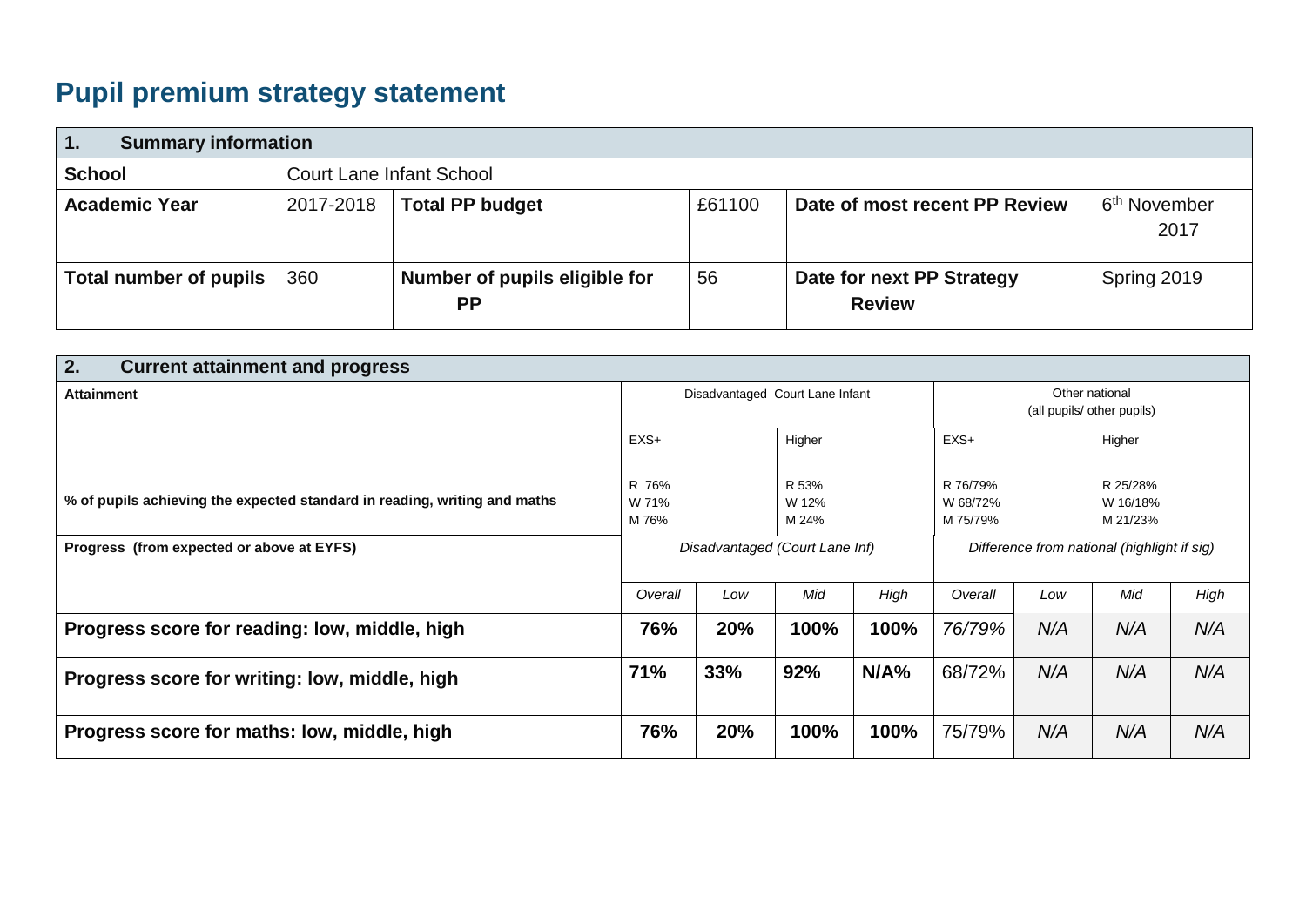# Pupil premium strategy statement

| 1. Summary information | | | | | |
|---|---|---|---|---|---|
| **School** | Court Lane Infant School | | | | |
| **Academic Year** | 2017-2018 | **Total PP budget** | £61100 | **Date of most recent PP Review** | 6th November 2017 |
| **Total number of pupils** | 360 | **Number of pupils eligible for PP** | 56 | **Date for next PP Strategy Review** | Spring 2019 |

| 2. Current attainment and progress | | | | | | | | |
|---|---|---|---|---|---|---|---|---|
| **Attainment** | Disadvantaged Court Lane Infant | | | | Other national (all pupils/ other pupils) | | | |
| | EXS+ | | Higher | | EXS+ | | Higher | |
| **% of pupils achieving the expected standard in reading, writing and maths** | R 76%<br>W 71%<br>M 76% | | R 53%<br>W 12%<br>M 24% | | R 76/79%<br>W 68/72%<br>M 75/79% | | R 25/28%<br>W 16/18%<br>M 21/23% | |
| **Progress (from expected or above at EYFS)** | *Disadvantaged (Court Lane Inf)* | | | | *Difference from national (highlight if sig)* | | | |
| | *Overall* | *Low* | *Mid* | *High* | *Overall* | *Low* | *Mid* | *High* |
| **Progress score for reading: low, middle, high** | **76%** | **20%** | **100%** | **100%** | *76/79%* | *N/A* | *N/A* | *N/A* |
| **Progress score for writing: low, middle, high** | **71%** | **33%** | **92%** | **N/A%** | 68/72% | *N/A* | *N/A* | *N/A* |
| **Progress score for maths: low, middle, high** | **76%** | **20%** | **100%** | **100%** | 75/79% | *N/A* | *N/A* | *N/A* |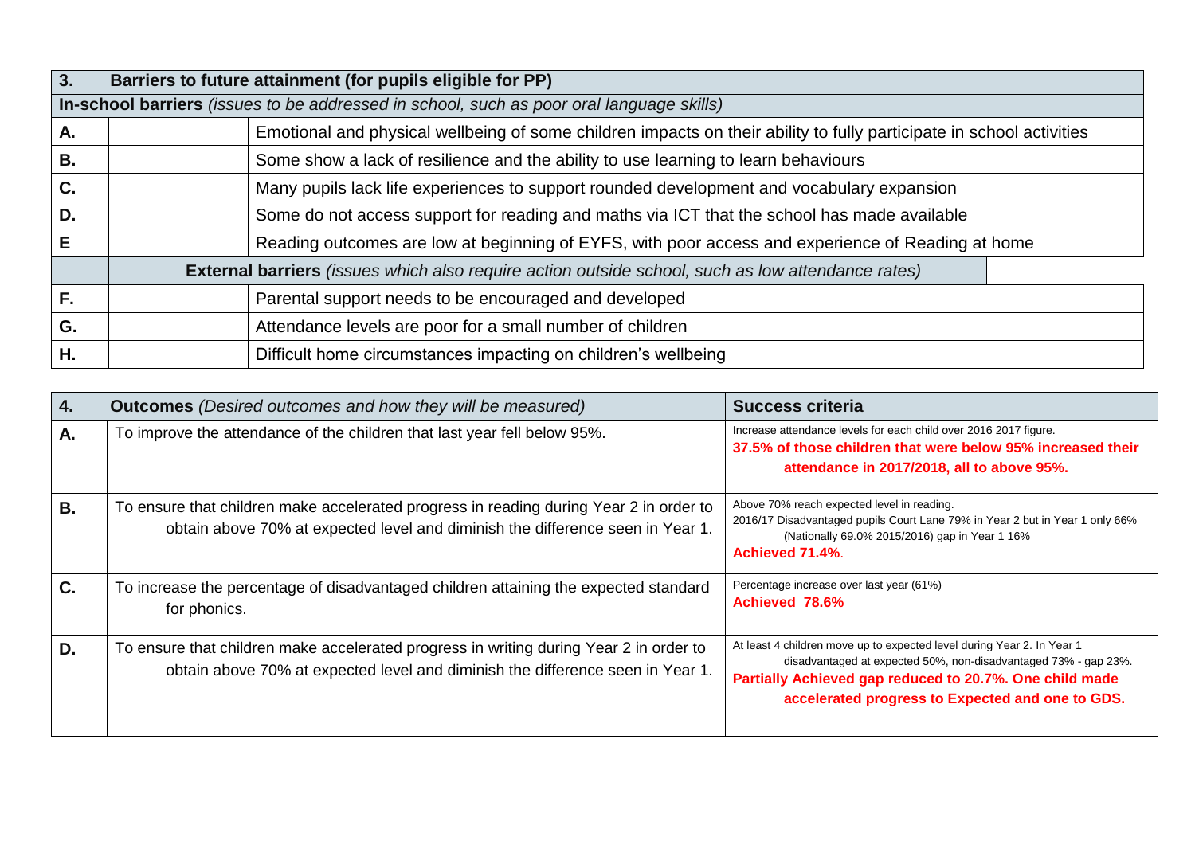| 3. | Barriers to future attainment (for pupils eligible for PP) |
|---|---|
| **In-school barriers** *(issues to be addressed in school, such as poor oral language skills)* | |
| **A.** | Emotional and physical wellbeing of some children impacts on their ability to fully participate in school activities |
| **B.** | Some show a lack of resilience and the ability to use learning to learn behaviours |
| **C.** | Many pupils lack life experiences to support rounded development and vocabulary expansion |
| **D.** | Some do not access support for reading and maths via ICT that the school has made available |
| **E** | Reading outcomes are low at beginning of EYFS, with poor access and experience of Reading at home |
| **External barriers** *(issues which also require action outside school, such as low attendance rates)* | |
| **F.** | Parental support needs to be encouraged and developed |
| **G.** | Attendance levels are poor for a small number of children |
| **H.** | Difficult home circumstances impacting on children's wellbeing |

| 4. | **Outcomes** *(Desired outcomes and how they will be measured)* | **Success criteria** |
|---|---|---|
| **A.** | To improve the attendance of the children that last year fell below 95%. | Increase attendance levels for each child over 2016 2017 figure.<br>**37.5% of those children that were below 95% increased their attendance in 2017/2018, all to above 95%.** |
| **B.** | To ensure that children make accelerated progress in reading during Year 2 in order to obtain above 70% at expected level and diminish the difference seen in Year 1. | Above 70% reach expected level in reading.<br>2016/17 Disadvantaged pupils Court Lane 79% in Year 2 but in Year 1 only 66% (Nationally 69.0% 2015/2016) gap in Year 1 16%<br>**Achieved 71.4%**. |
| **C.** | To increase the percentage of disadvantaged children attaining the expected standard for phonics. | Percentage increase over last year (61%)<br>**Achieved 78.6%** |
| **D.** | To ensure that children make accelerated progress in writing during Year 2 in order to obtain above 70% at expected level and diminish the difference seen in Year 1. | At least 4 children move up to expected level during Year 2. In Year 1 disadvantaged at expected 50%, non-disadvantaged 73% - gap 23%.<br>**Partially Achieved gap reduced to 20.7%. One child made accelerated progress to Expected and one to GDS.** |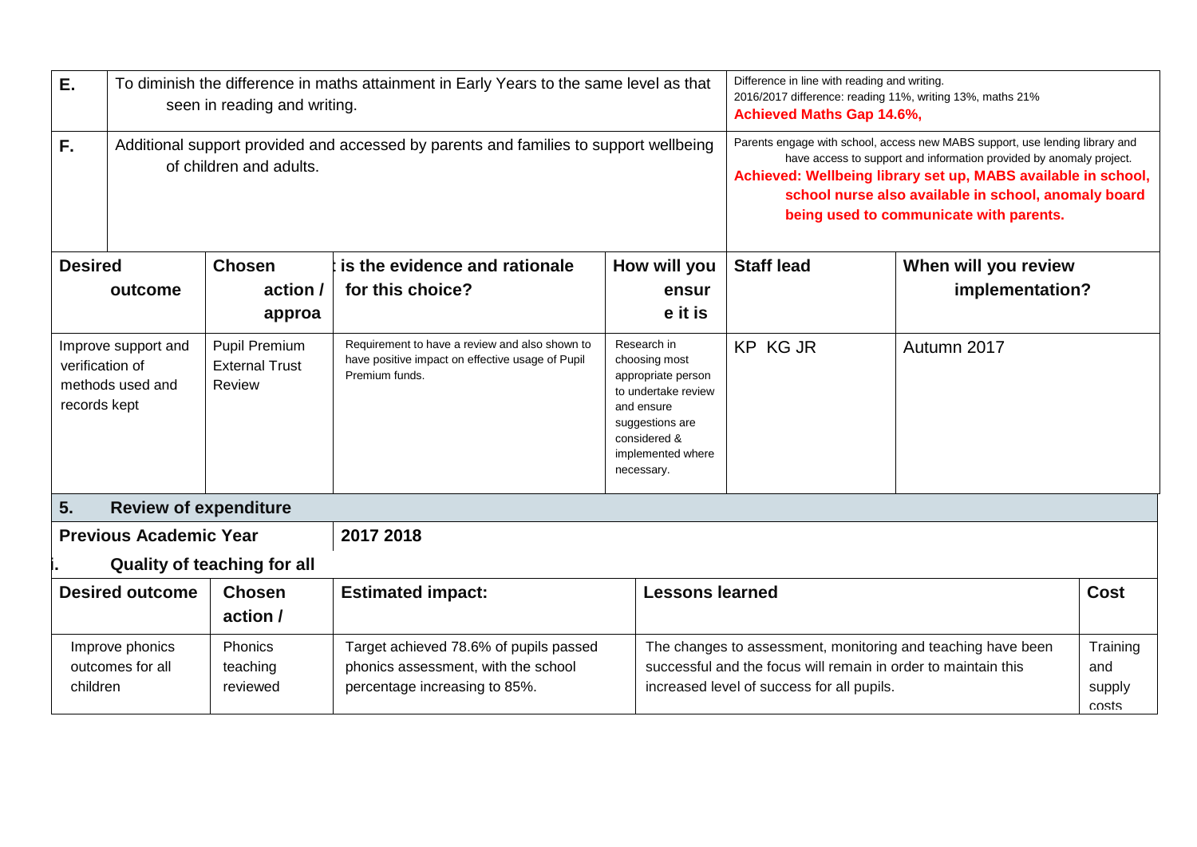| | | |
|---|---|---|
| E. | To diminish the difference in maths attainment in Early Years to the same level as that seen in reading and writing. | Difference in line with reading and writing. 2016/2017 difference: reading 11%, writing 13%, maths 21% **Achieved Maths Gap 14.6%,** |
| F. | Additional support provided and accessed by parents and families to support wellbeing of children and adults. | Parents engage with school, access new MABS support, use lending library and have access to support and information provided by anomaly project. **Achieved: Wellbeing library set up, MABS available in school, school nurse also available in school, anomaly board being used to communicate with parents.** |

| Desired outcome | Chosen action / approa | is the evidence and rationale for this choice? | How will you ensure it is | Staff lead | When will you review implementation? |
|---|---|---|---|---|---|
| Improve support and verification of methods used and records kept | Pupil Premium External Trust Review | Requirement to have a review and also shown to have positive impact on effective usage of Pupil Premium funds. | Research in choosing most appropriate person to undertake review and ensure suggestions are considered & implemented where necessary. | KP KG JR | Autumn 2017 |

## 5. Review of expenditure

| Previous Academic Year | 2017 2018 | | |
|---|---|---|---|

### i. Quality of teaching for all

| Desired outcome | Chosen action / | Estimated impact: | Lessons learned | Cost |
|---|---|---|---|---|
| Improve phonics outcomes for all children | Phonics teaching reviewed | Target achieved 78.6% of pupils passed phonics assessment, with the school percentage increasing to 85%. | The changes to assessment, monitoring and teaching have been successful and the focus will remain in order to maintain this increased level of success for all pupils. | Training and supply costs |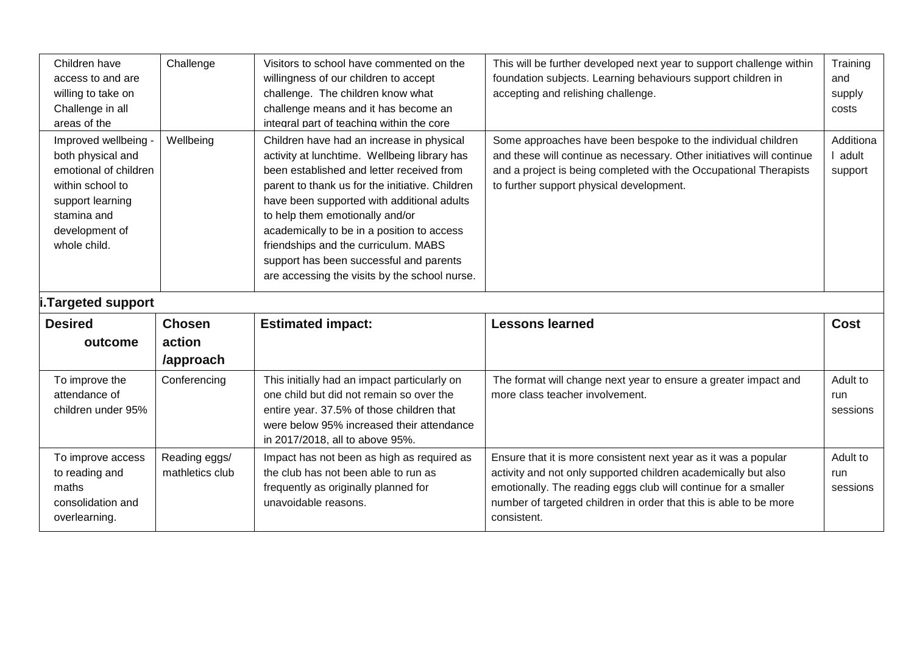| | | | | |
|---|---|---|---|---|
| Children have access to and are willing to take on Challenge in all areas of the | Challenge | Visitors to school have commented on the willingness of our children to accept challenge. The children know what challenge means and it has become an integral part of teaching within the core | This will be further developed next year to support challenge within foundation subjects. Learning behaviours support children in accepting and relishing challenge. | Training and supply costs |
| Improved wellbeing - both physical and emotional of children within school to support learning stamina and development of whole child. | Wellbeing | Children have had an increase in physical activity at lunchtime. Wellbeing library has been established and letter received from parent to thank us for the initiative. Children have been supported with additional adults to help them emotionally and/or academically to be in a position to access friendships and the curriculum. MABS support has been successful and parents are accessing the visits by the school nurse. | Some approaches have been bespoke to the individual children and these will continue as necessary. Other initiatives will continue and a project is being completed with the Occupational Therapists to further support physical development. | Additional adult support |

**i.Targeted support**

| Desired outcome | Chosen action /approach | Estimated impact: | Lessons learned | Cost |
|---|---|---|---|---|
| To improve the attendance of children under 95% | Conferencing | This initially had an impact particularly on one child but did not remain so over the entire year. 37.5% of those children that were below 95% increased their attendance in 2017/2018, all to above 95%. | The format will change next year to ensure a greater impact and more class teacher involvement. | Adult to run sessions |
| To improve access to reading and maths consolidation and overlearning. | Reading eggs/ mathletics club | Impact has not been as high as required as the club has not been able to run as frequently as originally planned for unavoidable reasons. | Ensure that it is more consistent next year as it was a popular activity and not only supported children academically but also emotionally. The reading eggs club will continue for a smaller number of targeted children in order that this is able to be more consistent. | Adult to run sessions |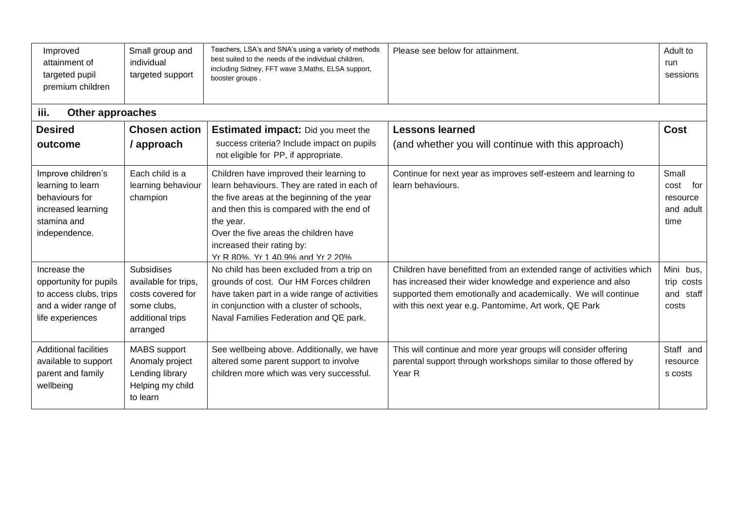| Improved attainment of targeted pupil premium children | Small group and individual targeted support | Teachers, LSA's and SNA's using a variety of methods best suited to the needs of the individual children, including Sidney, FFT wave 3,Maths, ELSA support, booster groups . | Please see below for attainment. | Adult to run sessions |
|---|---|---|---|---|

### iii. Other approaches

| Desired outcome | Chosen action / approach | Estimated impact: Did you meet the success criteria? Include impact on pupils not eligible for PP, if appropriate. | Lessons learned (and whether you will continue with this approach) | Cost |
|---|---|---|---|---|
| Improve children's learning to learn behaviours for increased learning stamina and independence. | Each child is a learning behaviour champion | Children have improved their learning to learn behaviours. They are rated in each of the five areas at the beginning of the year and then this is compared with the end of the year. Over the five areas the children have increased their rating by: Yr R 80%, Yr 1 40.9% and Yr 2 20% | Continue for next year as improves self-esteem and learning to learn behaviours. | Small cost for resource and adult time |
| Increase the opportunity for pupils to access clubs, trips and a wider range of life experiences | Subsidises available for trips, costs covered for some clubs, additional trips arranged | No child has been excluded from a trip on grounds of cost. Our HM Forces children have taken part in a wide range of activities in conjunction with a cluster of schools, Naval Families Federation and QE park. | Children have benefitted from an extended range of activities which has increased their wider knowledge and experience and also supported them emotionally and academically. We will continue with this next year e.g. Pantomime, Art work, QE Park | Mini bus, trip costs and staff costs |
| Additional facilities available to support parent and family wellbeing | MABS support Anomaly project Lending library Helping my child to learn | See wellbeing above. Additionally, we have altered some parent support to involve children more which was very successful. | This will continue and more year groups will consider offering parental support through workshops similar to those offered by Year R | Staff and resources costs |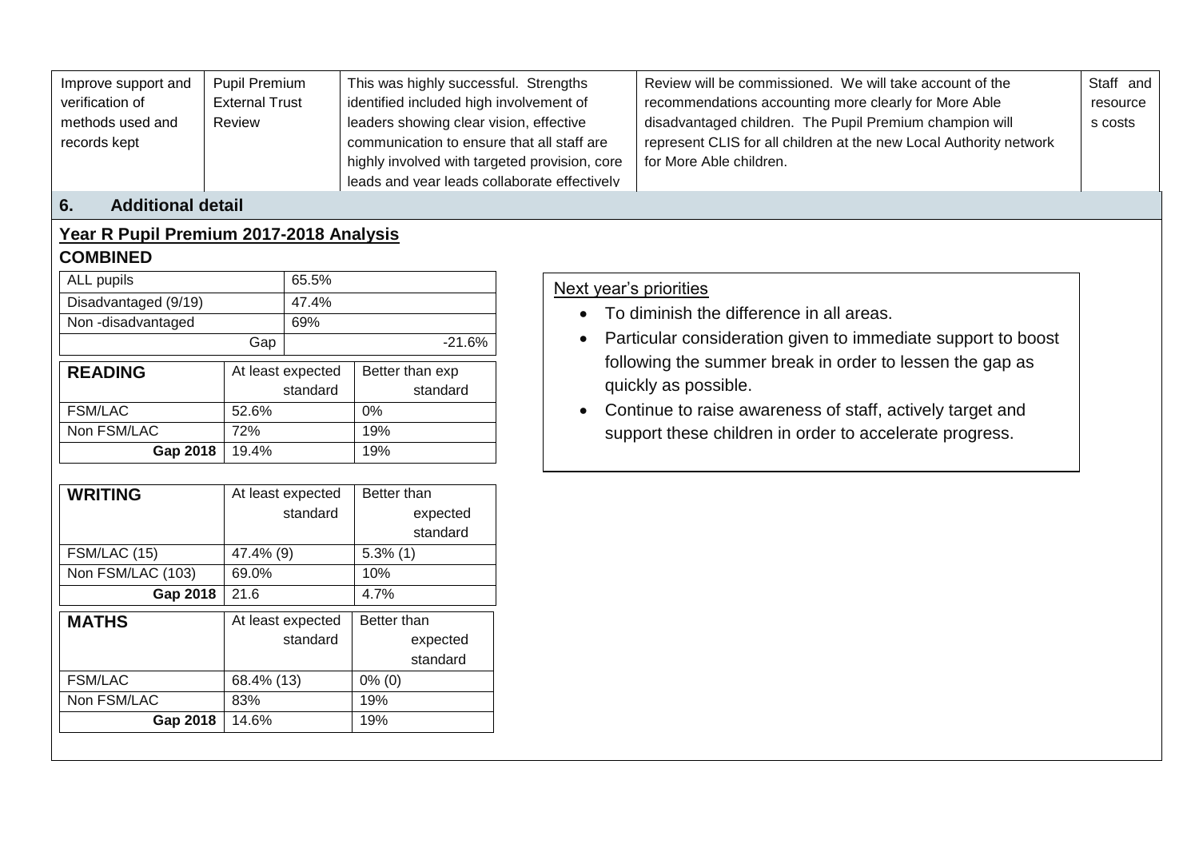| Improve support and verification of methods used and records kept | Pupil Premium External Trust Review | This was highly successful. Strengths identified included high involvement of leaders showing clear vision, effective communication to ensure that all staff are highly involved with targeted provision, core leads and year leads collaborate effectively | Review will be commissioned. We will take account of the recommendations accounting more clearly for More Able disadvantaged children. The Pupil Premium champion will represent CLIS for all children at the new Local Authority network for More Able children. | Staff and resources costs |
|---|---|---|---|---|

## 6. Additional detail

**Year R Pupil Premium 2017-2018 Analysis**

**COMBINED**

| ALL pupils | 65.5% |
|---|---|
| Disadvantaged (9/19) | 47.4% |
| Non -disadvantaged | 69% |
| Gap | -21.6% |

| **READING** | At least expected standard | Better than exp standard |
|---|---|---|
| FSM/LAC | 52.6% | 0% |
| Non FSM/LAC | 72% | 19% |
| **Gap 2018** | 19.4% | 19% |

| **WRITING** | At least expected standard | Better than expected standard |
|---|---|---|
| FSM/LAC (15) | 47.4% (9) | 5.3% (1) |
| Non FSM/LAC (103) | 69.0% | 10% |
| **Gap 2018** | 21.6 | 4.7% |

| **MATHS** | At least expected standard | Better than expected standard |
|---|---|---|
| FSM/LAC | 68.4% (13) | 0% (0) |
| Non FSM/LAC | 83% | 19% |
| **Gap 2018** | 14.6% | 19% |

Next year's priorities

- To diminish the difference in all areas.
- Particular consideration given to immediate support to boost following the summer break in order to lessen the gap as quickly as possible.
- Continue to raise awareness of staff, actively target and support these children in order to accelerate progress.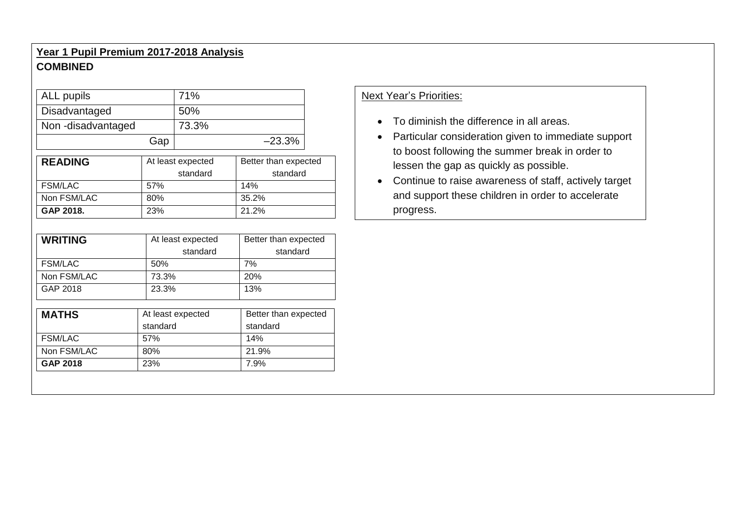## Year 1 Pupil Premium 2017-2018 Analysis

**COMBINED**

| ALL pupils | 71% |
|---|---|
| Disadvantaged | 50% |
| Non -disadvantaged | 73.3% |
| Gap | –23.3% |

| **READING** | At least expected standard | Better than expected standard |
|---|---|---|
| FSM/LAC | 57% | 14% |
| Non FSM/LAC | 80% | 35.2% |
| **GAP 2018.** | 23% | 21.2% |

| **WRITING** | At least expected standard | Better than expected standard |
|---|---|---|
| FSM/LAC | 50% | 7% |
| Non FSM/LAC | 73.3% | 20% |
| GAP 2018 | 23.3% | 13% |

| **MATHS** | At least expected standard | Better than expected standard |
|---|---|---|
| FSM/LAC | 57% | 14% |
| Non FSM/LAC | 80% | 21.9% |
| **GAP 2018** | 23% | 7.9% |

Next Year's Priorities:

- To diminish the difference in all areas.
- Particular consideration given to immediate support to boost following the summer break in order to lessen the gap as quickly as possible.
- Continue to raise awareness of staff, actively target and support these children in order to accelerate progress.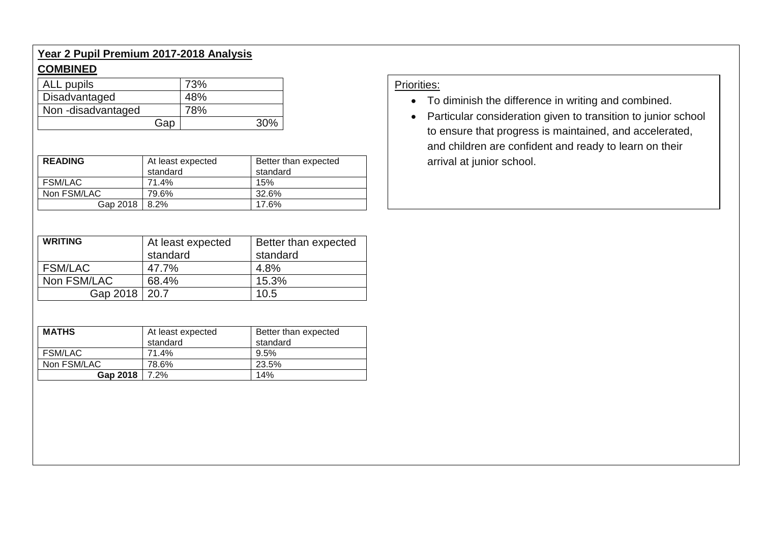## Year 2 Pupil Premium 2017-2018 Analysis

### COMBINED

| | |
|---|---|
| ALL pupils | 73% |
| Disadvantaged | 48% |
| Non -disadvantaged | 78% |
| Gap | 30% |

| READING | At least expected standard | Better than expected standard |
|---|---|---|
| FSM/LAC | 71.4% | 15% |
| Non FSM/LAC | 79.6% | 32.6% |
| Gap 2018 | 8.2% | 17.6% |

| WRITING | At least expected standard | Better than expected standard |
|---|---|---|
| FSM/LAC | 47.7% | 4.8% |
| Non FSM/LAC | 68.4% | 15.3% |
| Gap 2018 | 20.7 | 10.5 |

| MATHS | At least expected standard | Better than expected standard |
|---|---|---|
| FSM/LAC | 71.4% | 9.5% |
| Non FSM/LAC | 78.6% | 23.5% |
| **Gap 2018** | 7.2% | 14% |

Priorities:

- To diminish the difference in writing and combined.
- Particular consideration given to transition to junior school to ensure that progress is maintained, and accelerated, and children are confident and ready to learn on their arrival at junior school.